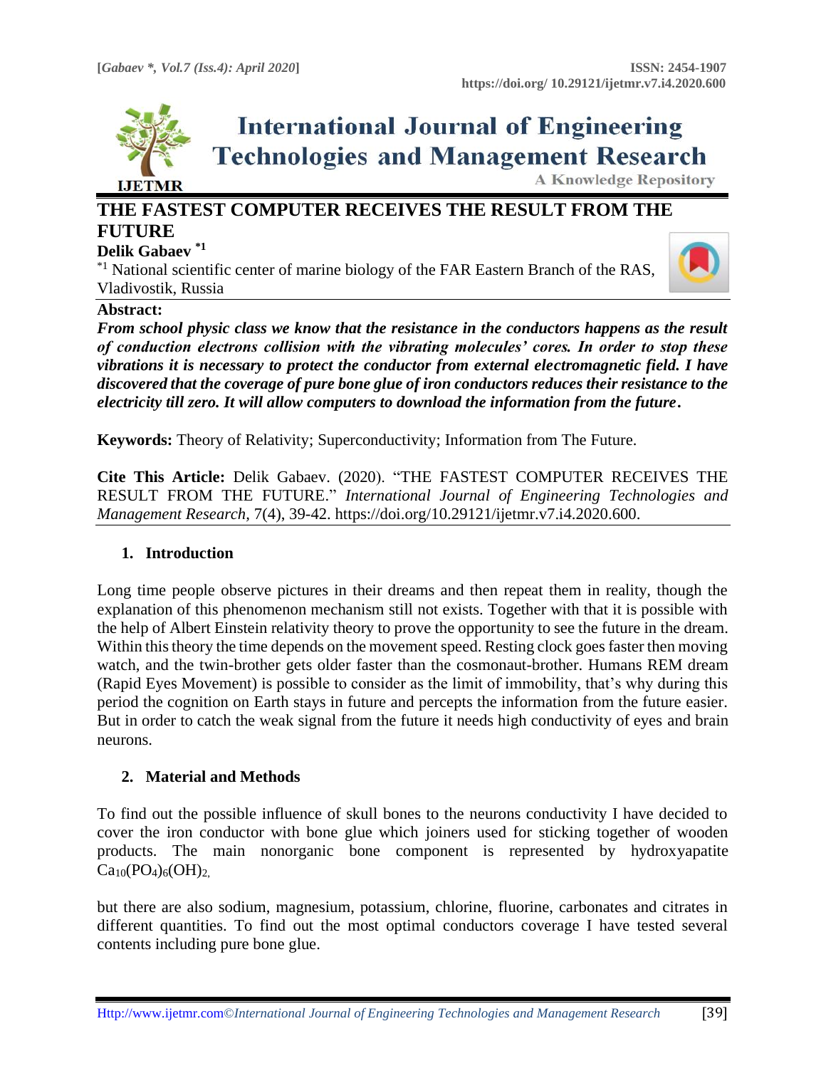# THE FASTEST COMPUTER RECEIVES THE RESULT FROM THE FUTURE

**Delik Gabaev** [*1]

[*1] National scientific center of marine biology of the FAR Eastern Branch of the RAS, Vladivostok, Russia

**Abstract:**

***From school physic class we know that the resistance in the conductors happens as the result of conduction electrons collision with the vibrating molecules' cores. In order to stop these vibrations it is necessary to protect the conductor from external electromagnetic field. I have discovered that the coverage of pure bone glue of iron conductors reduces their resistance to the electricity till zero. It will allow computers to download the information from the future.***

**Keywords:** Theory of Relativity; Superconductivity; Information from The Future.

**Cite This Article:** Delik Gabaev. (2020). "THE FASTEST COMPUTER RECEIVES THE RESULT FROM THE FUTURE." *International Journal of Engineering Technologies and Management Research*, 7(4), 39-42. https://doi.org/10.29121/ijetmr.v7.i4.2020.600.

## 1. Introduction

Long time people observe pictures in their dreams and then repeat them in reality, though the explanation of this phenomenon mechanism still not exists. Together with that it is possible with the help of Albert Einstein relativity theory to prove the opportunity to see the future in the dream. Within this theory the time depends on the movement speed. Resting clock goes faster then moving watch, and the twin-brother gets older faster than the cosmonaut-brother. Humans REM dream (Rapid Eyes Movement) is possible to consider as the limit of immobility, that's why during this period the cognition on Earth stays in future and percepts the information from the future easier. But in order to catch the weak signal from the future it needs high conductivity of eyes and brain neurons.

## 2. Material and Methods

To find out the possible influence of skull bones to the neurons conductivity I have decided to cover the iron conductor with bone glue which joiners used for sticking together of wooden products. The main nonorganic bone component is represented by hydroxyapatite $Ca_{10}(PO_4)_6(OH)_2$,

but there are also sodium, magnesium, potassium, chlorine, fluorine, carbonates and citrates in different quantities. To find out the most optimal conductors coverage I have tested several contents including pure bone glue.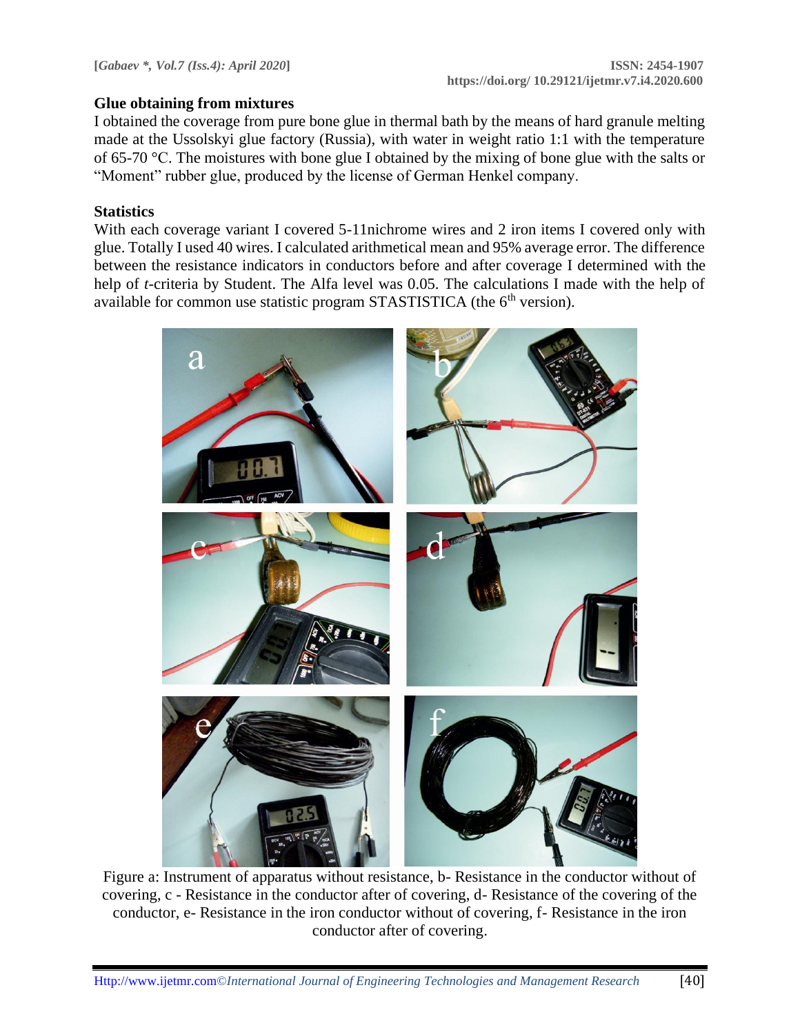### Glue obtaining from mixtures

I obtained the coverage from pure bone glue in thermal bath by the means of hard granule melting made at the Ussolskyi glue factory (Russia), with water in weight ratio 1:1 with the temperature of 65-70 °C. The moistures with bone glue I obtained by the mixing of bone glue with the salts or "Moment" rubber glue, produced by the license of German Henkel company.

### Statistics

With each coverage variant I covered 5-11nichrome wires and 2 iron items I covered only with glue. Totally I used 40 wires. I calculated arithmetical mean and 95% average error. The difference between the resistance indicators in conductors before and after coverage I determined with the help of *t*-criteria by Student. The Alfa level was 0.05. The calculations I made with the help of available for common use statistic program STASTISTICA (the 6th version).

Figure a: Instrument of apparatus without resistance, b- Resistance in the conductor without of covering, c - Resistance in the conductor after of covering, d- Resistance of the covering of the conductor, e- Resistance in the iron conductor without of covering, f- Resistance in the iron conductor after of covering.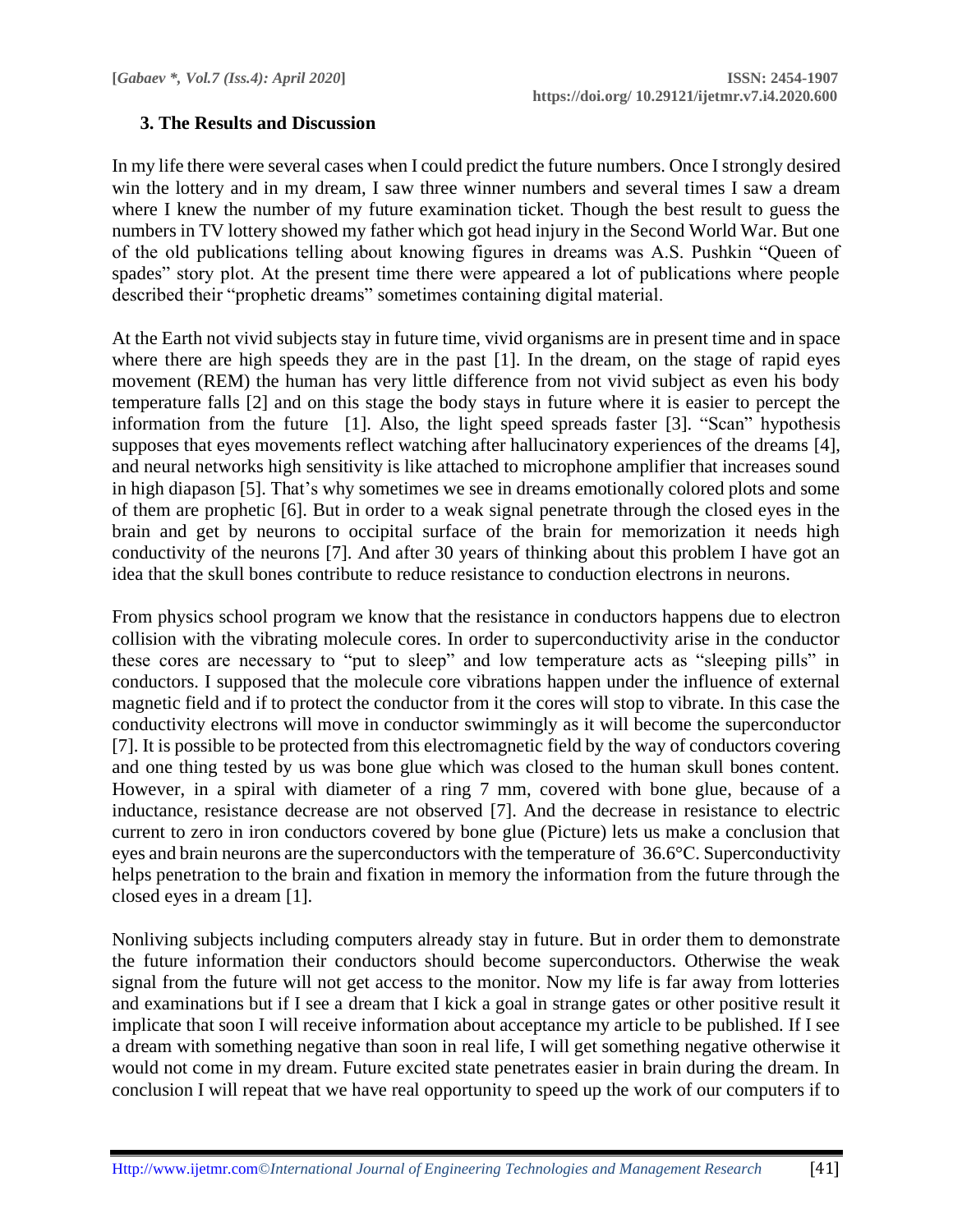## 3. The Results and Discussion

In my life there were several cases when I could predict the future numbers. Once I strongly desired win the lottery and in my dream, I saw three winner numbers and several times I saw a dream where I knew the number of my future examination ticket. Though the best result to guess the numbers in TV lottery showed my father which got head injury in the Second World War. But one of the old publications telling about knowing figures in dreams was A.S. Pushkin "Queen of spades" story plot. At the present time there were appeared a lot of publications where people described their "prophetic dreams" sometimes containing digital material.

At the Earth not vivid subjects stay in future time, vivid organisms are in present time and in space where there are high speeds they are in the past [1]. In the dream, on the stage of rapid eyes movement (REM) the human has very little difference from not vivid subject as even his body temperature falls [2] and on this stage the body stays in future where it is easier to percept the information from the future [1]. Also, the light speed spreads faster [3]. "Scan" hypothesis supposes that eyes movements reflect watching after hallucinatory experiences of the dreams [4], and neural networks high sensitivity is like attached to microphone amplifier that increases sound in high diapason [5]. That's why sometimes we see in dreams emotionally colored plots and some of them are prophetic [6]. But in order to a weak signal penetrate through the closed eyes in the brain and get by neurons to occipital surface of the brain for memorization it needs high conductivity of the neurons [7]. And after 30 years of thinking about this problem I have got an idea that the skull bones contribute to reduce resistance to conduction electrons in neurons.

From physics school program we know that the resistance in conductors happens due to electron collision with the vibrating molecule cores. In order to superconductivity arise in the conductor these cores are necessary to "put to sleep" and low temperature acts as "sleeping pills" in conductors. I supposed that the molecule core vibrations happen under the influence of external magnetic field and if to protect the conductor from it the cores will stop to vibrate. In this case the conductivity electrons will move in conductor swimmingly as it will become the superconductor [7]. It is possible to be protected from this electromagnetic field by the way of conductors covering and one thing tested by us was bone glue which was closed to the human skull bones content. However, in a spiral with diameter of a ring 7 mm, covered with bone glue, because of a inductance, resistance decrease are not observed [7]. And the decrease in resistance to electric current to zero in iron conductors covered by bone glue (Picture) lets us make a conclusion that eyes and brain neurons are the superconductors with the temperature of 36.6°C. Superconductivity helps penetration to the brain and fixation in memory the information from the future through the closed eyes in a dream [1].

Nonliving subjects including computers already stay in future. But in order them to demonstrate the future information their conductors should become superconductors. Otherwise the weak signal from the future will not get access to the monitor. Now my life is far away from lotteries and examinations but if I see a dream that I kick a goal in strange gates or other positive result it implicate that soon I will receive information about acceptance my article to be published. If I see a dream with something negative than soon in real life, I will get something negative otherwise it would not come in my dream. Future excited state penetrates easier in brain during the dream. In conclusion I will repeat that we have real opportunity to speed up the work of our computers if to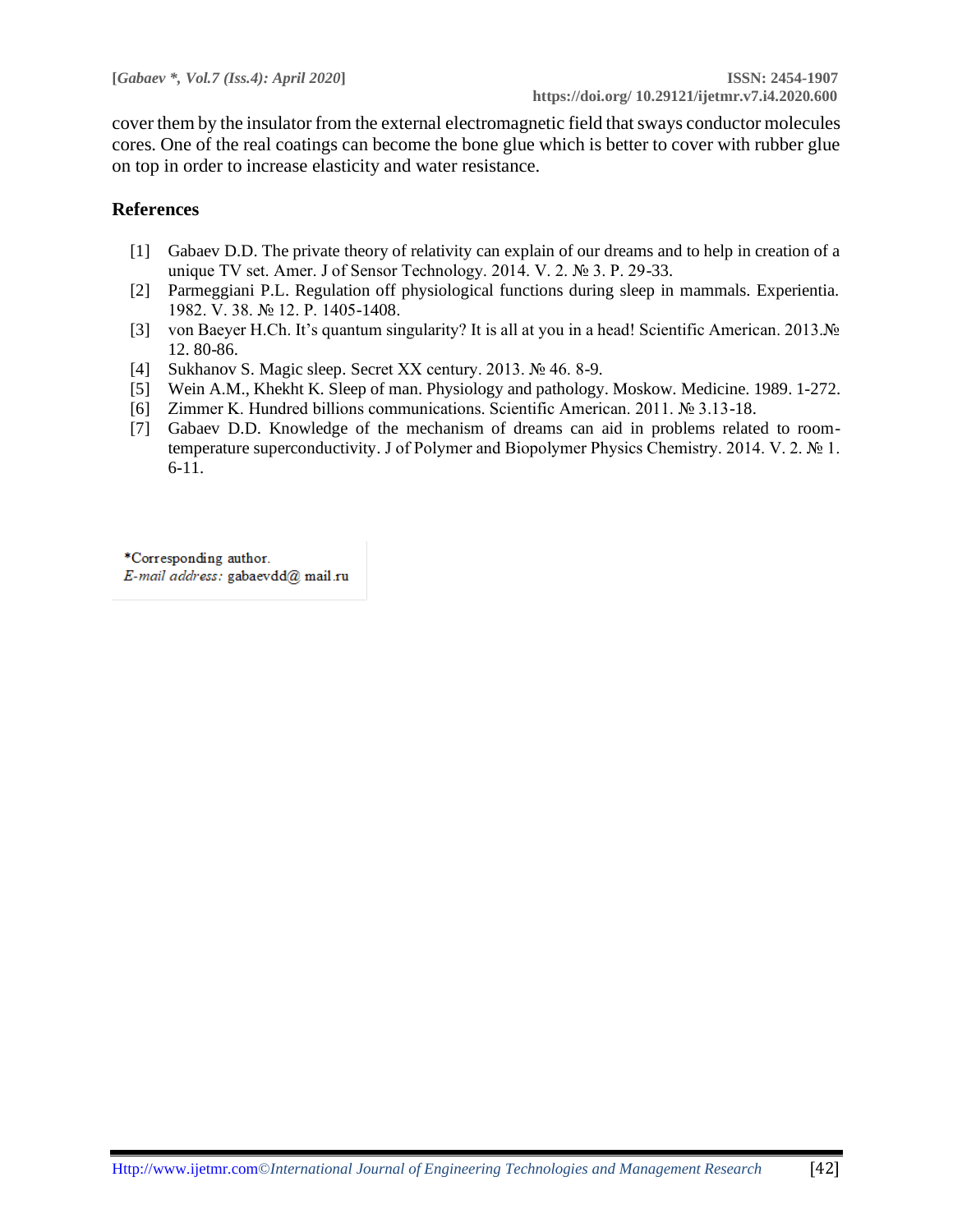cover them by the insulator from the external electromagnetic field that sways conductor molecules cores. One of the real coatings can become the bone glue which is better to cover with rubber glue on top in order to increase elasticity and water resistance.

## References

[1] Gabaev D.D. The private theory of relativity can explain of our dreams and to help in creation of a unique TV set. Amer. J of Sensor Technology. 2014. V. 2. № 3. P. 29-33.

[2] Parmeggiani P.L. Regulation off physiological functions during sleep in mammals. Experientia. 1982. V. 38. № 12. P. 1405-1408.

[3] von Baeyer H.Ch. It's quantum singularity? It is all at you in a head! Scientific American. 2013.№ 12. 80-86.

[4] Sukhanov S. Magic sleep. Secret XX century. 2013. № 46. 8-9.

[5] Wein A.M., Khekht K. Sleep of man. Physiology and pathology. Moskow. Medicine. 1989. 1-272.

[6] Zimmer K. Hundred billions communications. Scientific American. 2011. № 3.13-18.

[7] Gabaev D.D. Knowledge of the mechanism of dreams can aid in problems related to room-temperature superconductivity. J of Polymer and Biopolymer Physics Chemistry. 2014. V. 2. № 1. 6-11.

*Corresponding author.
*E-mail address:* gabaevdd@ mail.ru